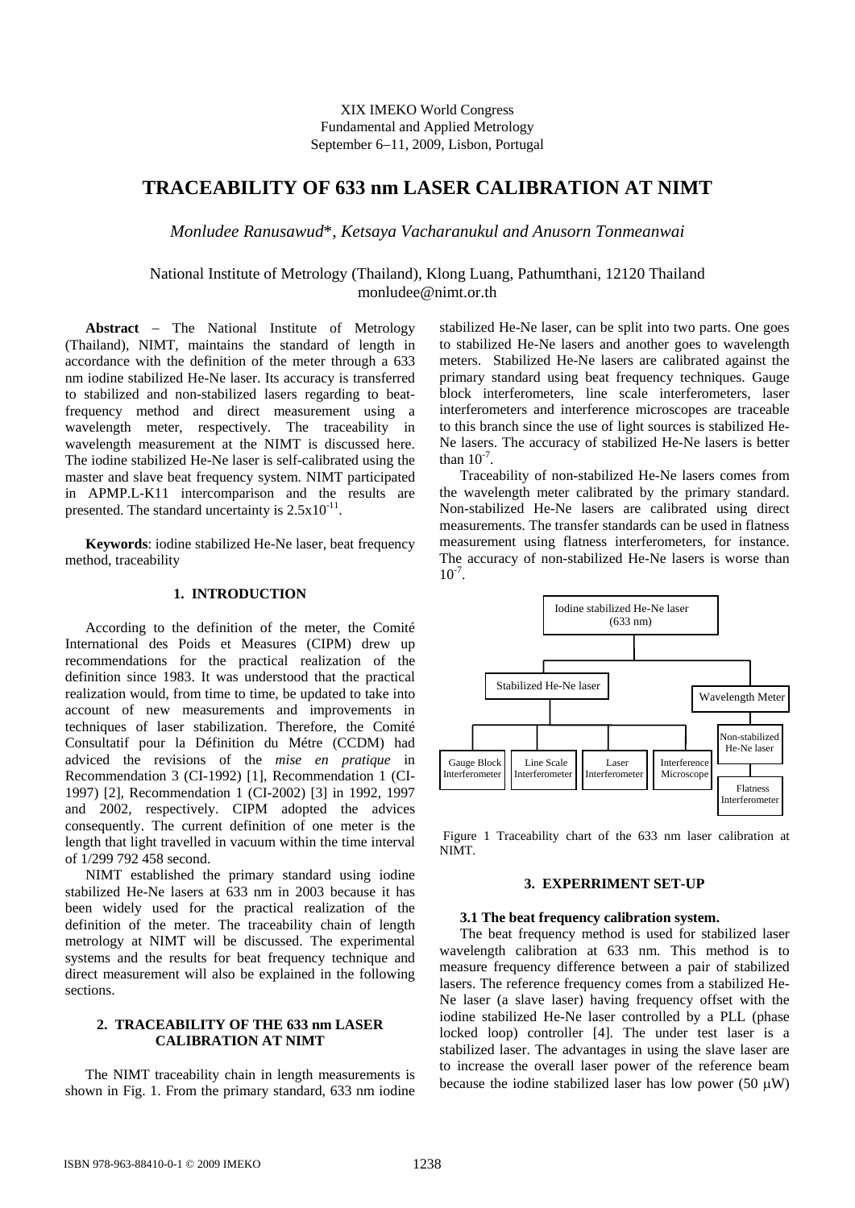XIX IMEKO World Congress
Fundamental and Applied Metrology
September 6−11, 2009, Lisbon, Portugal

# TRACEABILITY OF 633 nm LASER CALIBRATION AT NIMT

*Monludee Ranusawud*\*, *Ketsaya Vacharanukul and Anusorn Tonmeanwai*

National Institute of Metrology (Thailand), Klong Luang, Pathumthani, 12120 Thailand
monludee@nimt.or.th

**Abstract** – The National Institute of Metrology (Thailand), NIMT, maintains the standard of length in accordance with the definition of the meter through a 633 nm iodine stabilized He-Ne laser. Its accuracy is transferred to stabilized and non-stabilized lasers regarding to beat-frequency method and direct measurement using a wavelength meter, respectively. The traceability in wavelength measurement at the NIMT is discussed here. The iodine stabilized He-Ne laser is self-calibrated using the master and slave beat frequency system. NIMT participated in APMP.L-K11 intercomparison and the results are presented. The standard uncertainty is $2.5 \times 10^{-11}$.

**Keywords**: iodine stabilized He-Ne laser, beat frequency method, traceability

## 1. INTRODUCTION

According to the definition of the meter, the Comité International des Poids et Measures (CIPM) drew up recommendations for the practical realization of the definition since 1983. It was understood that the practical realization would, from time to time, be updated to take into account of new measurements and improvements in techniques of laser stabilization. Therefore, the Comité Consultatif pour la Définition du Métre (CCDM) had adviced the revisions of the *mise en pratique* in Recommendation 3 (CI-1992) [1], Recommendation 1 (CI-1997) [2], Recommendation 1 (CI-2002) [3] in 1992, 1997 and 2002, respectively. CIPM adopted the advices consequently. The current definition of one meter is the length that light travelled in vacuum within the time interval of 1/299 792 458 second.

NIMT established the primary standard using iodine stabilized He-Ne lasers at 633 nm in 2003 because it has been widely used for the practical realization of the definition of the meter. The traceability chain of length metrology at NIMT will be discussed. The experimental systems and the results for beat frequency technique and direct measurement will also be explained in the following sections.

## 2. TRACEABILITY OF THE 633 nm LASER CALIBRATION AT NIMT

The NIMT traceability chain in length measurements is shown in Fig. 1. From the primary standard, 633 nm iodine stabilized He-Ne laser, can be split into two parts. One goes to stabilized He-Ne lasers and another goes to wavelength meters. Stabilized He-Ne lasers are calibrated against the primary standard using beat frequency techniques. Gauge block interferometers, line scale interferometers, laser interferometers and interference microscopes are traceable to this branch since the use of light sources is stabilized He-Ne lasers. The accuracy of stabilized He-Ne lasers is better than $10^{-7}$.

Traceability of non-stabilized He-Ne lasers comes from the wavelength meter calibrated by the primary standard. Non-stabilized He-Ne lasers are calibrated using direct measurements. The transfer standards can be used in flatness measurement using flatness interferometers, for instance. The accuracy of non-stabilized He-Ne lasers is worse than $10^{-7}$.

Iodine stabilized He-Ne laser (633 nm)
- Stabilized He-Ne laser
  - Gauge Block Interferometer
  - Line Scale Interferometer
  - Laser Interferometer
  - Interference Microscope
- Wavelength Meter
  - Non-stabilized He-Ne laser
    - Flatness Interferometer

Figure 1 Traceability chart of the 633 nm laser calibration at NIMT.

## 3. EXPERRIMENT SET-UP

### 3.1 The beat frequency calibration system.

The beat frequency method is used for stabilized laser wavelength calibration at 633 nm. This method is to measure frequency difference between a pair of stabilized lasers. The reference frequency comes from a stabilized He-Ne laser (a slave laser) having frequency offset with the iodine stabilized He-Ne laser controlled by a PLL (phase locked loop) controller [4]. The under test laser is a stabilized laser. The advantages in using the slave laser are to increase the overall laser power of the reference beam because the iodine stabilized laser has low power (50 μW)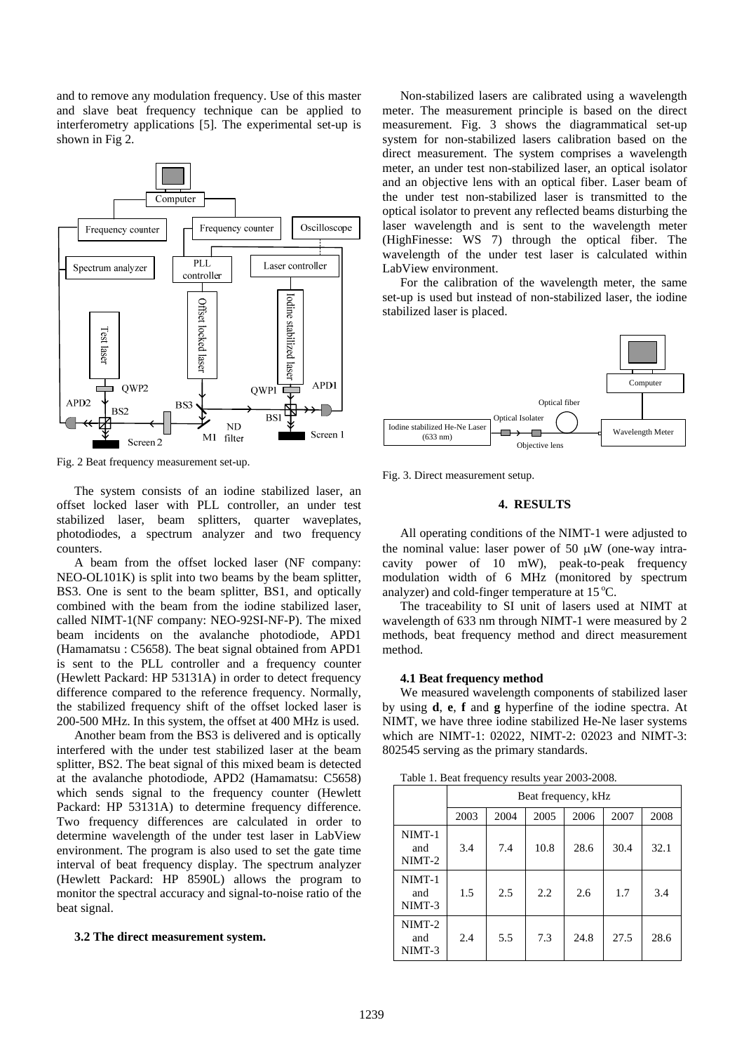and to remove any modulation frequency. Use of this master and slave beat frequency technique can be applied to interferometry applications [5]. The experimental set-up is shown in Fig 2.

Fig. 2 Beat frequency measurement set-up.

The system consists of an iodine stabilized laser, an offset locked laser with PLL controller, an under test stabilized laser, beam splitters, quarter waveplates, photodiodes, a spectrum analyzer and two frequency counters.

A beam from the offset locked laser (NF company: NEO-OL101K) is split into two beams by the beam splitter, BS3. One is sent to the beam splitter, BS1, and optically combined with the beam from the iodine stabilized laser, called NIMT-1(NF company: NEO-92SI-NF-P). The mixed beam incidents on the avalanche photodiode, APD1 (Hamamatsu : C5658). The beat signal obtained from APD1 is sent to the PLL controller and a frequency counter (Hewlett Packard: HP 53131A) in order to detect frequency difference compared to the reference frequency. Normally, the stabilized frequency shift of the offset locked laser is 200-500 MHz. In this system, the offset at 400 MHz is used.

Another beam from the BS3 is delivered and is optically interfered with the under test stabilized laser at the beam splitter, BS2. The beat signal of this mixed beam is detected at the avalanche photodiode, APD2 (Hamamatsu: C5658) which sends signal to the frequency counter (Hewlett Packard: HP 53131A) to determine frequency difference. Two frequency differences are calculated in order to determine wavelength of the under test laser in LabView environment. The program is also used to set the gate time interval of beat frequency display. The spectrum analyzer (Hewlett Packard: HP 8590L) allows the program to monitor the spectral accuracy and signal-to-noise ratio of the beat signal.

### 3.2 The direct measurement system.

Non-stabilized lasers are calibrated using a wavelength meter. The measurement principle is based on the direct measurement. Fig. 3 shows the diagrammatical set-up system for non-stabilized lasers calibration based on the direct measurement. The system comprises a wavelength meter, an under test non-stabilized laser, an optical isolator and an objective lens with an optical fiber. Laser beam of the under test non-stabilized laser is transmitted to the optical isolator to prevent any reflected beams disturbing the laser wavelength and is sent to the wavelength meter (HighFinesse: WS 7) through the optical fiber. The wavelength of the under test laser is calculated within LabView environment.

For the calibration of the wavelength meter, the same set-up is used but instead of non-stabilized laser, the iodine stabilized laser is placed.

Fig. 3. Direct measurement setup.

## 4. RESULTS

All operating conditions of the NIMT-1 were adjusted to the nominal value: laser power of 50 μW (one-way intra-cavity power of 10 mW), peak-to-peak frequency modulation width of 6 MHz (monitored by spectrum analyzer) and cold-finger temperature at 15 °C.

The traceability to SI unit of lasers used at NIMT at wavelength of 633 nm through NIMT-1 were measured by 2 methods, beat frequency method and direct measurement method.

### 4.1 Beat frequency method

We measured wavelength components of stabilized laser by using **d**, **e**, **f** and **g** hyperfine of the iodine spectra. At NIMT, we have three iodine stabilized He-Ne laser systems which are NIMT-1: 02022, NIMT-2: 02023 and NIMT-3: 802545 serving as the primary standards.

Table 1. Beat frequency results year 2003-2008.

| | Beat frequency, kHz | | | | | |
|---|---|---|---|---|---|---|
| | 2003 | 2004 | 2005 | 2006 | 2007 | 2008 |
| NIMT-1 and NIMT-2 | 3.4 | 7.4 | 10.8 | 28.6 | 30.4 | 32.1 |
| NIMT-1 and NIMT-3 | 1.5 | 2.5 | 2.2 | 2.6 | 1.7 | 3.4 |
| NIMT-2 and NIMT-3 | 2.4 | 5.5 | 7.3 | 24.8 | 27.5 | 28.6 |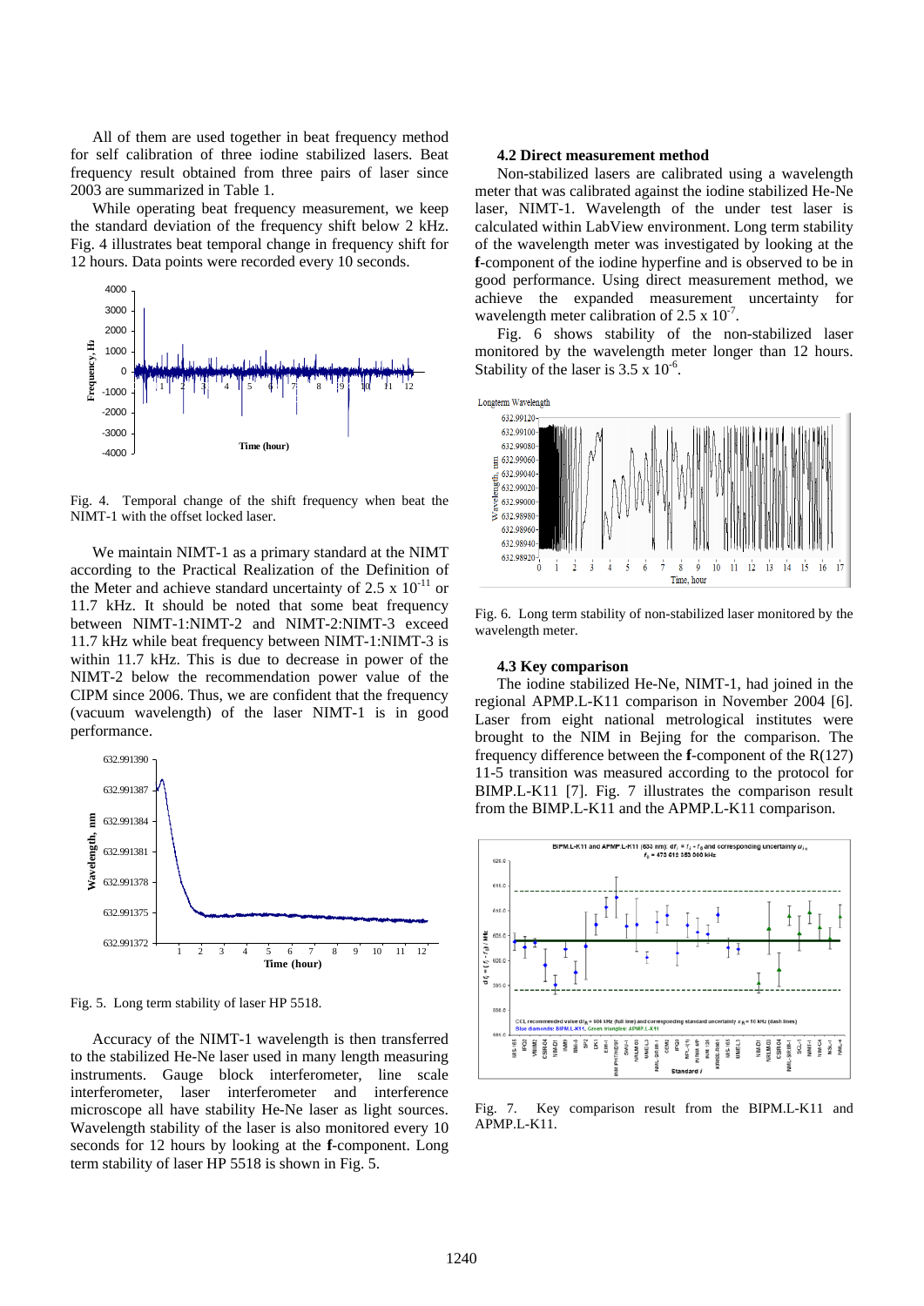All of them are used together in beat frequency method for self calibration of three iodine stabilized lasers. Beat frequency result obtained from three pairs of laser since 2003 are summarized in Table 1.

While operating beat frequency measurement, we keep the standard deviation of the frequency shift below 2 kHz. Fig. 4 illustrates beat temporal change in frequency shift for 12 hours. Data points were recorded every 10 seconds.

Fig. 4. Temporal change of the shift frequency when beat the NIMT-1 with the offset locked laser.

We maintain NIMT-1 as a primary standard at the NIMT according to the Practical Realization of the Definition of the Meter and achieve standard uncertainty of $2.5 \times 10^{-11}$ or 11.7 kHz. It should be noted that some beat frequency between NIMT-1:NIMT-2 and NIMT-2:NIMT-3 exceed 11.7 kHz while beat frequency between NIMT-1:NIMT-3 is within 11.7 kHz. This is due to decrease in power of the NIMT-2 below the recommendation power value of the CIPM since 2006. Thus, we are confident that the frequency (vacuum wavelength) of the laser NIMT-1 is in good performance.

Fig. 5. Long term stability of laser HP 5518.

Accuracy of the NIMT-1 wavelength is then transferred to the stabilized He-Ne laser used in many length measuring instruments. Gauge block interferometer, line scale interferometer, laser interferometer and interference microscope all have stability He-Ne laser as light sources. Wavelength stability of the laser is also monitored every 10 seconds for 12 hours by looking at the **f**-component. Long term stability of laser HP 5518 is shown in Fig. 5.

### 4.2 Direct measurement method

Non-stabilized lasers are calibrated using a wavelength meter that was calibrated against the iodine stabilized He-Ne laser, NIMT-1. Wavelength of the under test laser is calculated within LabView environment. Long term stability of the wavelength meter was investigated by looking at the **f**-component of the iodine hyperfine and is observed to be in good performance. Using direct measurement method, we achieve the expanded measurement uncertainty for wavelength meter calibration of $2.5 \times 10^{-7}$.

Fig. 6 shows stability of the non-stabilized laser monitored by the wavelength meter longer than 12 hours. Stability of the laser is $3.5 \times 10^{-6}$.

Fig. 6. Long term stability of non-stabilized laser monitored by the wavelength meter.

### 4.3 Key comparison

The iodine stabilized He-Ne, NIMT-1, had joined in the regional APMP.L-K11 comparison in November 2004 [6]. Laser from eight national metrological institutes were brought to the NIM in Bejing for the comparison. The frequency difference between the **f**-component of the R(127) 11-5 transition was measured according to the protocol for BIMP.L-K11 [7]. Fig. 7 illustrates the comparison result from the BIMP.L-K11 and the APMP.L-K11 comparison.

Fig. 7. Key comparison result from the BIPM.L-K11 and APMP.L-K11.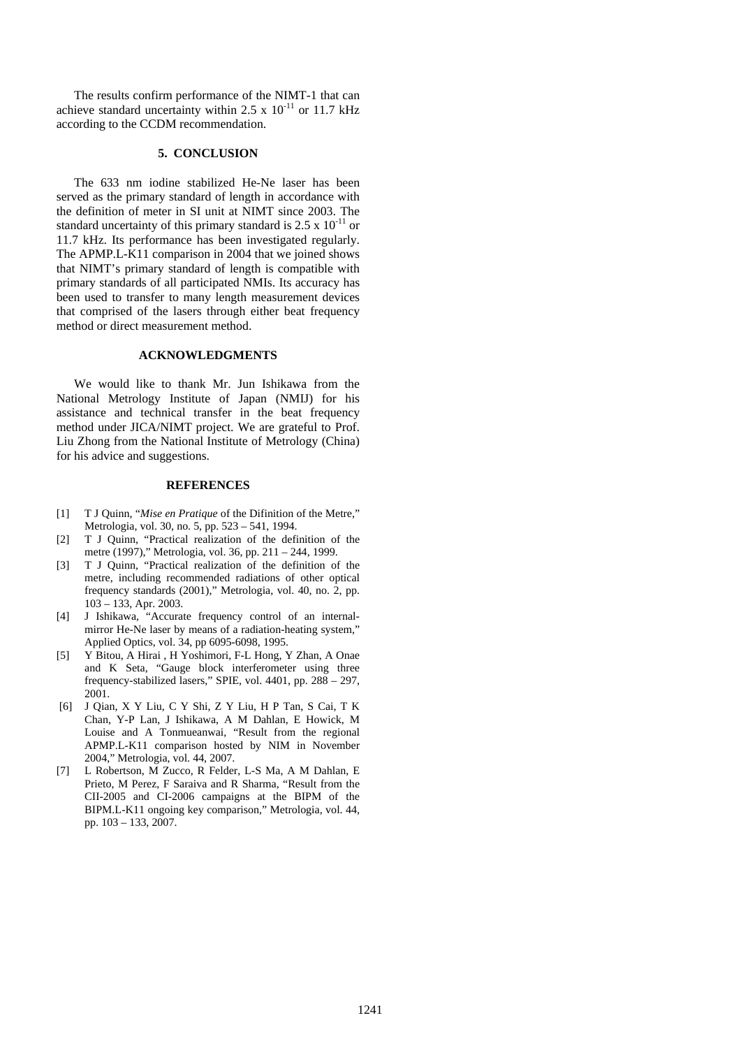The results confirm performance of the NIMT-1 that can achieve standard uncertainty within $2.5 \times 10^{-11}$ or 11.7 kHz according to the CCDM recommendation.

## 5. CONCLUSION

The 633 nm iodine stabilized He-Ne laser has been served as the primary standard of length in accordance with the definition of meter in SI unit at NIMT since 2003. The standard uncertainty of this primary standard is $2.5 \times 10^{-11}$ or 11.7 kHz. Its performance has been investigated regularly. The APMP.L-K11 comparison in 2004 that we joined shows that NIMT's primary standard of length is compatible with primary standards of all participated NMIs. Its accuracy has been used to transfer to many length measurement devices that comprised of the lasers through either beat frequency method or direct measurement method.

## ACKNOWLEDGMENTS

We would like to thank Mr. Jun Ishikawa from the National Metrology Institute of Japan (NMIJ) for his assistance and technical transfer in the beat frequency method under JICA/NIMT project. We are grateful to Prof. Liu Zhong from the National Institute of Metrology (China) for his advice and suggestions.

## REFERENCES

[1] T J Quinn, "*Mise en Pratique* of the Difinition of the Metre," Metrologia, vol. 30, no. 5, pp. 523 – 541, 1994.

[2] T J Quinn, "Practical realization of the definition of the metre (1997)," Metrologia, vol. 36, pp. 211 – 244, 1999.

[3] T J Quinn, "Practical realization of the definition of the metre, including recommended radiations of other optical frequency standards (2001)," Metrologia, vol. 40, no. 2, pp. 103 – 133, Apr. 2003.

[4] J Ishikawa, "Accurate frequency control of an internal-mirror He-Ne laser by means of a radiation-heating system," Applied Optics, vol. 34, pp 6095-6098, 1995.

[5] Y Bitou, A Hirai , H Yoshimori, F-L Hong, Y Zhan, A Onae and K Seta, "Gauge block interferometer using three frequency-stabilized lasers," SPIE, vol. 4401, pp. 288 – 297, 2001.

[6] J Qian, X Y Liu, C Y Shi, Z Y Liu, H P Tan, S Cai, T K Chan, Y-P Lan, J Ishikawa, A M Dahlan, E Howick, M Louise and A Tonmueanwai, "Result from the regional APMP.L-K11 comparison hosted by NIM in November 2004," Metrologia, vol. 44, 2007.

[7] L Robertson, M Zucco, R Felder, L-S Ma, A M Dahlan, E Prieto, M Perez, F Saraiva and R Sharma, "Result from the CII-2005 and CI-2006 campaigns at the BIPM of the BIPM.L-K11 ongoing key comparison," Metrologia, vol. 44, pp. 103 – 133, 2007.